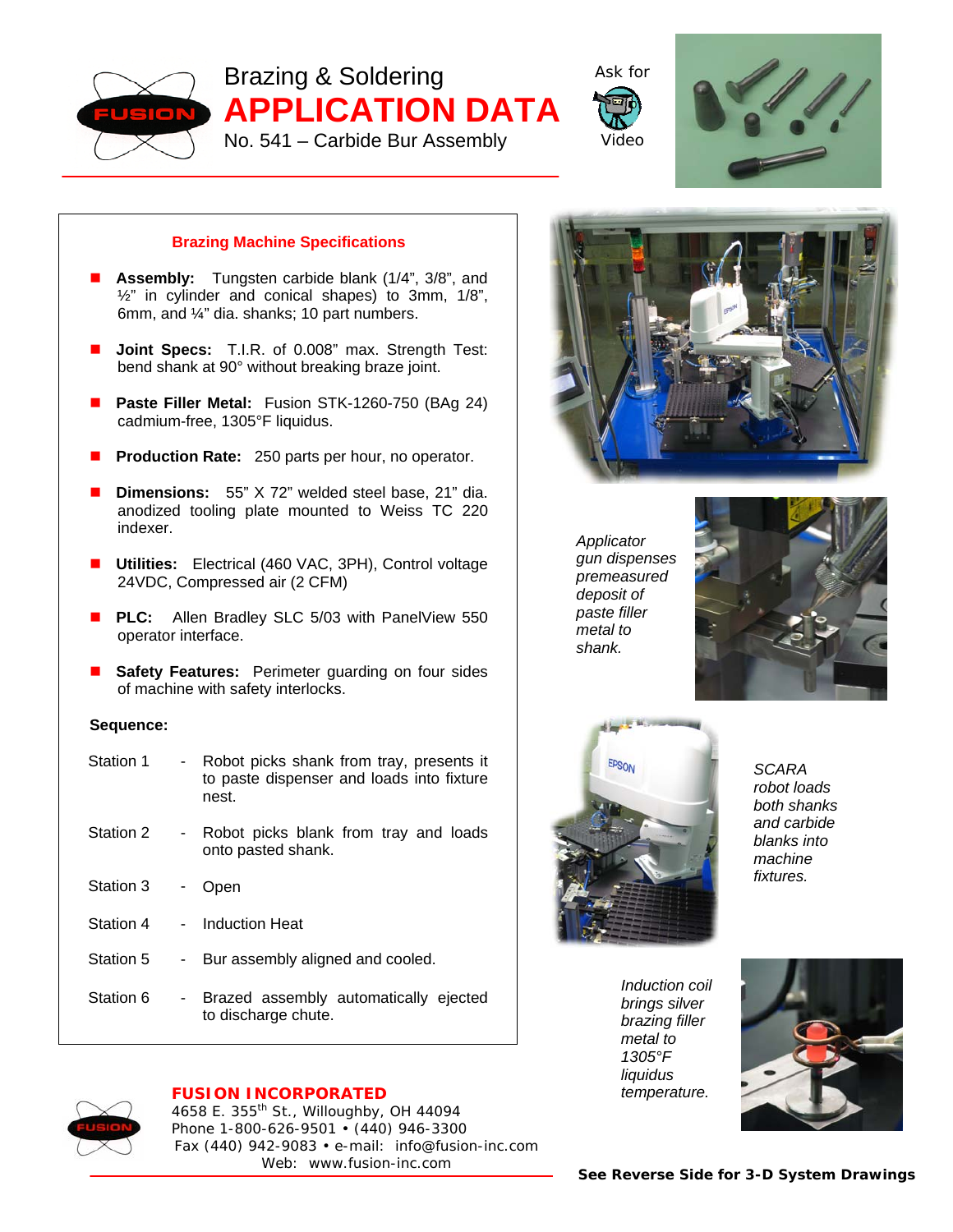# Brazing & Soldering APPLICATION DATA

## No. 541 – Carbide Bur Assembly

Ask for Video

### Brazing Machine Specifications

- **Assembly:** Tungsten carbide blank (1/4", 3/8", and ½" in cylinder and conical shapes) to 3mm, 1/8", 6mm, and ¼" dia. shanks; 10 part numbers.
- **Joint Specs:** T.I.R. of 0.008" max. Strength Test: bend shank at 90° without breaking braze joint.
- **Paste Filler Metal:** Fusion STK-1260-750 (BAg 24) cadmium-free, 1305°F liquidus.
- **Production Rate:** 250 parts per hour, no operator.
- **Dimensions:** 55" X 72" welded steel base, 21" dia. anodized tooling plate mounted to Weiss TC 220 indexer.
- **Utilities:** Electrical (460 VAC, 3PH), Control voltage 24VDC, Compressed air (2 CFM)
- **PLC:** Allen Bradley SLC 5/03 with PanelView 550 operator interface.
- **Safety Features:** Perimeter guarding on four sides of machine with safety interlocks.

**Sequence:**

| Station | | Description |
|---|---|---|
| Station 1 | - | Robot picks shank from tray, presents it to paste dispenser and loads into fixture nest. |
| Station 2 | - | Robot picks blank from tray and loads onto pasted shank. |
| Station 3 | - | Open |
| Station 4 | - | Induction Heat |
| Station 5 | - | Bur assembly aligned and cooled. |
| Station 6 | - | Brazed assembly automatically ejected to discharge chute. |

*Applicator gun dispenses premeasured deposit of paste filler metal to shank.*

*SCARA robot loads both shanks and carbide blanks into machine fixtures.*

*Induction coil brings silver brazing filler metal to 1305°F liquidus temperature.*

**FUSION INCORPORATED**
4658 E. 355th St., Willoughby, OH 44094
Phone 1-800-626-9501 • (440) 946-3300
Fax (440) 942-9083 • e-mail: info@fusion-inc.com
Web: www.fusion-inc.com

**See Reverse Side for 3-D System Drawings**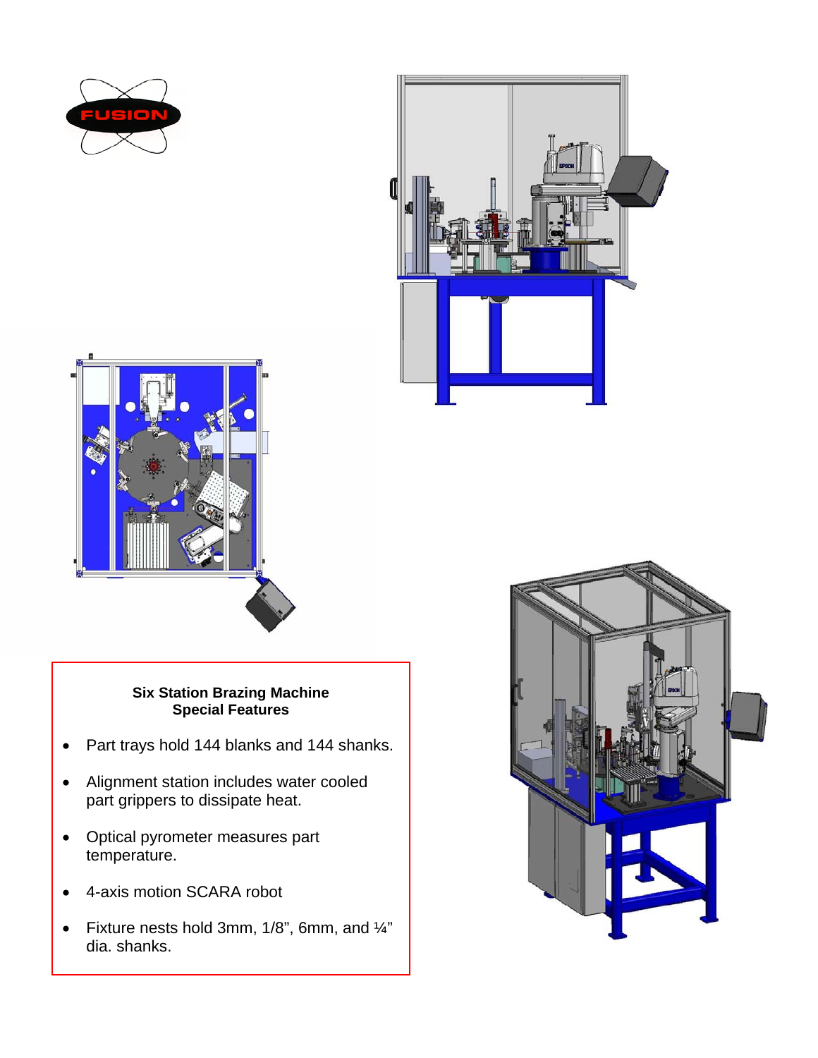**Six Station Brazing Machine**
**Special Features**

- Part trays hold 144 blanks and 144 shanks.
- Alignment station includes water cooled part grippers to dissipate heat.
- Optical pyrometer measures part temperature.
- 4-axis motion SCARA robot
- Fixture nests hold 3mm, 1/8", 6mm, and ¼" dia. shanks.